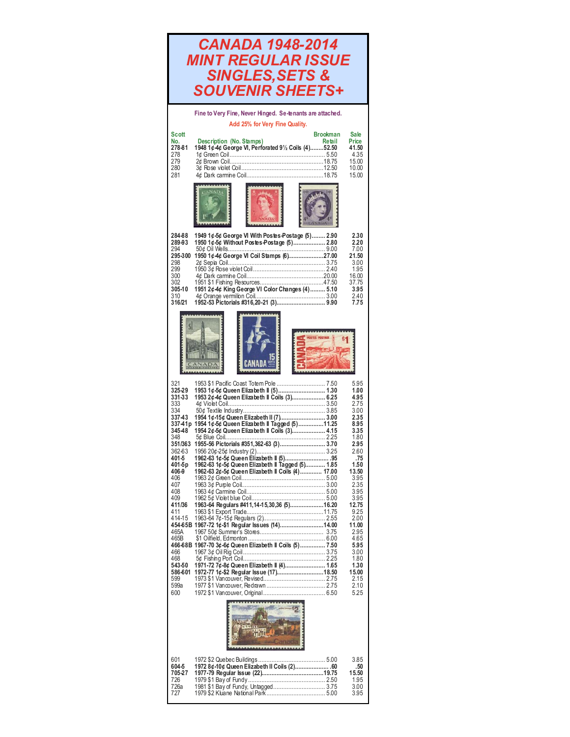# CANADA 1948-2014 MINT REGULAR ISSUE SINGLES,SETS & SOUVENIR SHEETS+

Fine to Very Fine, Never Hinged. Se-tenants are attached.

Add 25% for Very Fine Quality.

| Scott No. | Description (No. Stamps) | Brookman Retail | Sale Price |
|---|---|---|---|
| **278-81** | **1948 1¢-4¢ George VI, Perforated 9½ Coils (4)** | **52.50** | **41.50** |
| 278 | 1¢ Green Coil | 5.50 | 4.35 |
| 279 | 2¢ Brown Coil | 18.75 | 15.00 |
| 280 | 3¢ Rose violet Coil | 12.50 | 10.00 |
| 281 | 4¢ Dark carmine Coil | 18.75 | 15.00 |
| **284-88** | **1949 1¢-5¢ George VI With Postes-Postage (5)** | **2.90** | **2.30** |
| **289-93** | **1950 1¢-5¢ Without Postes-Postage (5)** | **2.80** | **2.20** |
| 294 | 50¢ Oil Wells | 9.00 | 7.00 |
| **295-300** | **1950 1¢-4¢ George VI Coil Stamps (6)** | **27.00** | **21.50** |
| 298 | 2¢ Sepia Coil | 3.75 | 3.00 |
| 299 | 1950 3¢ Rose violet Coil | 2.40 | 1.95 |
| 300 | 4¢ Dark carmine Coil | 20.00 | 16.00 |
| 302 | 1951 $1 Fishing Resources | 47.50 | 37.75 |
| **305-10** | **1951 2¢-4¢ King George VI Color Changes (4)** | **5.10** | **3.95** |
| 310 | 4¢ Orange vermilion Coil | 3.00 | 2.40 |
| **316/21** | **1952-53 Pictorials #316,20-21 (3)** | **9.90** | **7.75** |
| 321 | 1953 $1 Pacific Coast Totem Pole | 7.50 | 5.95 |
| **325-29** | **1953 1¢-5¢ Queen Elizabeth II (5)** | **1.30** | **1.00** |
| **331-33** | **1953 2¢-4¢ Queen Elizabeth II Coils (3)** | **6.25** | **4.95** |
| 333 | 4¢ Violet Coil | 3.50 | 2.75 |
| 334 | 50¢ Textile Industry | 3.85 | 3.00 |
| **337-43** | **1954 1¢-15¢ Queen Elizabeth II (7)** | **3.00** | **2.35** |
| **337-41p** | **1954 1¢-5¢ Queen Elizabeth II Tagged (5)** | **11.25** | **8.95** |
| **345-48** | **1954 2¢-5¢ Queen Elizabeth II Coils (3)** | **4.15** | **3.35** |
| 348 | 5¢ Blue Coil | 2.25 | 1.80 |
| **351/363** | **1955-56 Pictorials #351,362-63 (3)** | **3.70** | **2.95** |
| 362-63 | 1956 20¢-25¢ Industry (2) | 3.25 | 2.60 |
| **401-5** | **1962-63 1¢-5¢ Queen Elizabeth II (5)** | **.95** | **.75** |
| **401-5p** | **1962-63 1¢-5¢ Queen Elizabeth II Tagged (5)** | **1.85** | **1.50** |
| **406-9** | **1962-63 2¢-5¢ Queen Elizabeth II Coils (4)** | **17.00** | **13.50** |
| 406 | 1963 2¢ Green Coil | 5.00 | 3.95 |
| 407 | 1963 3¢ Purple Coil | 3.00 | 2.35 |
| 408 | 1963 4¢ Carmine Coil | 5.00 | 3.95 |
| 409 | 1962 5¢ Violet blue Coil | 5.00 | 3.95 |
| **411/36** | **1963-64 Regulars #411,14-15,30,36 (5)** | **16.20** | **12.75** |
| 411 | 1963 $1 Export Trade | 11.75 | 9.25 |
| 414-15 | 1963-64 7¢-15¢ Regulars (2) | 2.55 | 2.00 |
| **454-65B** | **1967-72 1¢-$1 Regular Issues (14)** | **14.00** | **11.00** |
| 465A | 1967 50¢ Summer's Stores | 3.75 | 2.95 |
| 465B | $1 Oilfield, Edmonton | 6.00 | 4.65 |
| **466-68B** | **1967-70 3¢-6¢ Queen Elizabeth II Coils (5)** | **7.50** | **5.95** |
| 466 | 1967 3¢ Oil Rig Coil | 3.75 | 3.00 |
| 468 | 5¢ Fishing Port Coil | 2.25 | 1.80 |
| **543-50** | **1971-72 7¢-8¢ Queen Elizabeth II (4)** | **1.65** | **1.30** |
| **586-601** | **1972-77 1¢-$2 Regular Issue (17)** | **18.50** | **15.00** |
| 599 | 1973 $1 Vancouver, Revised | 2.75 | 2.15 |
| 599a | 1977 $1 Vancouver, Redrawn | 2.75 | 2.10 |
| 600 | 1972 $1 Vancouver, Original | 6.50 | 5.25 |
| 601 | 1972 $2 Quebec Buildings | 5.00 | 3.85 |
| **604-5** | **1972 8¢-10¢ Queen Elizabeth II Coils (2)** | **.60** | **.50** |
| **705-27** | **1977-79 Regular Issue (22)** | **19.75** | **15.50** |
| 726 | 1979 $1 Bay of Fundy | 2.50 | 1.95 |
| 726a | 1981 $1 Bay of Fundy, Untagged | 3.75 | 3.00 |
| 727 | 1979 $2 Kluane National Park | 5.00 | 3.95 |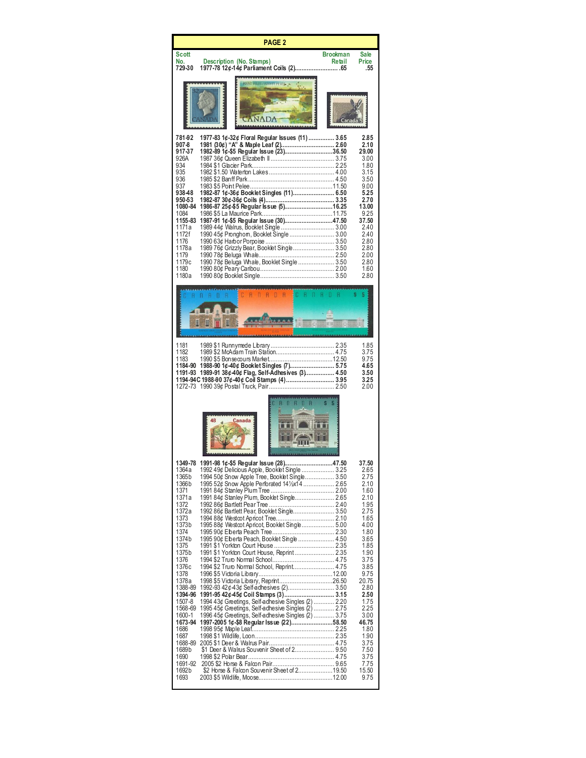## PAGE 2

| Scott No. | Description (No. Stamps) | Brookman Retail | Sale Price |
|---|---|---|---|
| **729-30** | **1977-78 12¢-14¢ Parliament Coils (2)** | **.65** | **.55** |
| **781-92** | **1977-83 1¢-32¢ Floral Regular Issues (11)** | **3.65** | **2.85** |
| **907-8** | **1981 (30¢) "A" & Maple Leaf (2)** | **2.60** | **2.10** |
| **917-37** | **1982-89 1¢-$5 Regular Issue (23)** | **36.50** | **29.00** |
| 926A | 1987 36¢ Queen Elizabeth II | 3.75 | 3.00 |
| 934 | 1984 $1 Glacier Park | 2.25 | 1.80 |
| 935 | 1982 $1.50 Waterton Lakes | 4.00 | 3.15 |
| 936 | 1985 $2 Banff Park | 4.50 | 3.50 |
| 937 | 1983 $5 Point Pelee | 11.50 | 9.00 |
| **938-48** | **1982-87 1¢-36¢ Booklet Singles (11)** | **6.50** | **5.25** |
| **950-53** | **1982-87 30¢-36¢ Coils (4)** | **3.35** | **2.70** |
| **1080-84** | **1986-87 25¢-$5 Regular Issue (5)** | **16.25** | **13.00** |
| 1084 | 1986 $5 La Maurice Park | 11.75 | 9.25 |
| **1155-83** | **1987-91 1¢-$5 Regular Issue (30)** | **47.50** | **37.50** |
| 1171a | 1989 44¢ Walrus, Booklet Single | 3.00 | 2.40 |
| 1172f | 1990 45¢ Pronghorn, Booklet Single | 3.00 | 2.40 |
| 1176 | 1990 63¢ Harbor Porpoise | 3.50 | 2.80 |
| 1178a | 1989 76¢ Grizzly Bear, Booklet Single | 3.50 | 2.80 |
| 1179 | 1990 78¢ Beluga Whale | 2.50 | 2.00 |
| 1179c | 1990 78¢ Beluga Whale, Booklet Single | 3.50 | 2.80 |
| 1180 | 1990 80¢ Peary Caribou | 2.00 | 1.60 |
| 1180a | 1990 80¢ Booklet Single | 3.50 | 2.80 |
| 1181 | 1989 $1 Runnymede Library | 2.35 | 1.85 |
| 1182 | 1989 $2 McAdam Train Station | 4.75 | 3.75 |
| 1183 | 1990 $5 Bonsecours Market | 12.50 | 9.75 |
| **1184-90** | **1988-90 1¢-40¢ Booklet Singles (7)** | **5.75** | **4.65** |
| **1191-93** | **1989-91 38¢-40¢ Flag, Self-Adhesives (3)** | **4.50** | **3.50** |
| **1194-94C** | **1988-90 37¢-40¢ Coil Stamps (4)** | **3.95** | **3.25** |
| 1272-73 | 1990 39¢ Postal Truck, Pair | 2.50 | 2.00 |
| **1349-78** | **1991-98 1¢-$5 Regular Issue (28)** | **47.50** | **37.50** |
| 1364a | 1992 49¢ Delicious Apple, Booklet Single | 3.25 | 2.65 |
| 1365b | 1994 50¢ Snow Apple Tree, Booklet Single | 3.50 | 2.75 |
| 1366b | 1995 52¢ Snow Apple Perforated 14½x14 | 2.65 | 2.10 |
| 1371 | 1991 84¢ Stanley Plum Tree | 2.00 | 1.60 |
| 1371a | 1991 84¢ Stanley Plum, Booklet Single | 2.65 | 2.10 |
| 1372 | 1992 86¢ Bartlett Pear Tree | 2.40 | 1.95 |
| 1372a | 1992 86¢ Bartlett Pear, Booklet Single | 3.50 | 2.75 |
| 1373 | 1994 88¢ Westcot Apricot Tree | 2.10 | 1.65 |
| 1373b | 1995 88¢ Westcot Apricot, Booklet Single | 5.00 | 4.00 |
| 1374 | 1995 90¢ Elberta Peach Tree | 2.30 | 1.80 |
| 1374b | 1995 90¢ Elberta Peach, Booklet Single | 4.50 | 3.65 |
| 1375 | 1991 $1 Yorkton Court House | 2.35 | 1.85 |
| 1375b | 1991 $1 Yorkton Court House, Reprint | 2.35 | 1.90 |
| 1376 | 1994 $2 Truro Normal School | 4.75 | 3.75 |
| 1376c | 1994 $2 Truro Normal School, Reprint | 4.75 | 3.85 |
| 1378 | 1996 $5 Victoria Library | 12.00 | 9.75 |
| 1378a | 1998 $5 Victoria Library, Reprint | 26.50 | 20.75 |
| 1388-89 | 1992-93 42¢-43¢ Self-adhesives (2) | 3.50 | 2.80 |
| **1394-96** | **1991-95 42¢-45¢ Coil Stamps (3)** | **3.15** | **2.50** |
| 1507-8 | 1994 43¢ Greetings, Self-adhesive Singles (2) | 2.20 | 1.75 |
| 1568-69 | 1995 45¢ Greetings, Self-adhesive Singles (2) | 2.75 | 2.25 |
| 1600-1 | 1996 45¢ Greetings, Self-adhesive Singles (2) | 3.75 | 3.00 |
| **1673-94** | **1997-2005 1¢-$8 Regular Issue (22)** | **58.50** | **46.75** |
| 1686 | 1998 95¢ Maple Leaf | 2.25 | 1.80 |
| 1687 | 1998 $1 Wildlife, Loon | 2.35 | 1.90 |
| 1688-89 | 2005 $1 Deer & Walrus Pair | 4.75 | 3.75 |
| 1689b | $1 Deer & Walrus Souvenir Sheet of 2 | 9.50 | 7.50 |
| 1690 | 1998 $2 Polar Bear | 4.75 | 3.75 |
| 1691-92 | 2005 $2 Horse & Falcon Pair | 9.65 | 7.75 |
| 1692b | $2 Horse & Falcon Souvenir Sheet of 2 | 19.50 | 15.50 |
| 1693 | 2003 $5 Wildlife, Moose | 12.00 | 9.75 |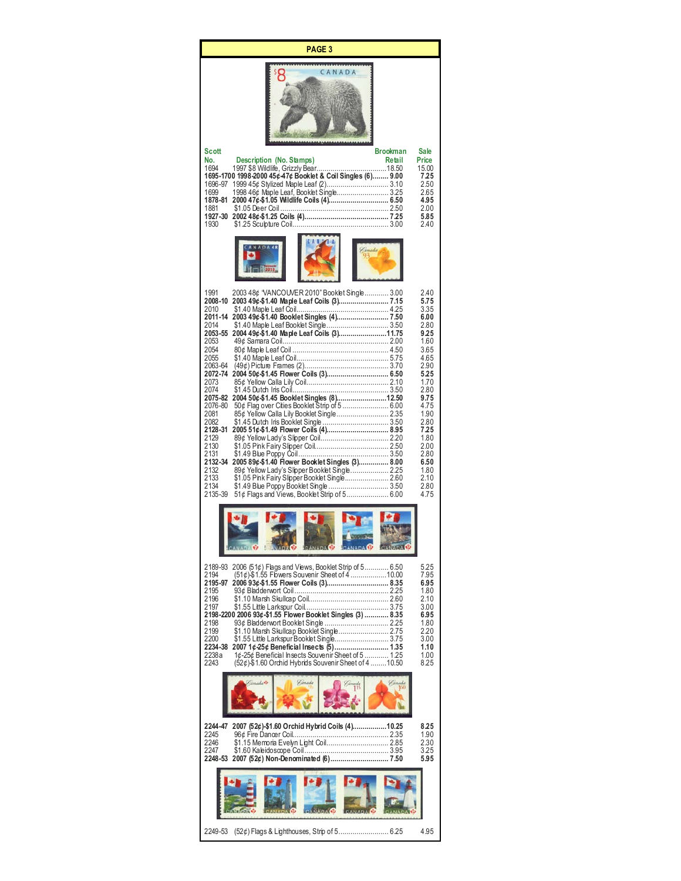## PAGE 3

| Scott No. | Description (No. Stamps) | Brookman Retail | Sale Price |
|---|---|---|---|
| 1694 | 1997 $8 Wildlife, Grizzly Bear | 18.50 | 15.00 |
| **1695-1700** | **1998-2000 45¢-47¢ Booklet & Coil Singles (6)** | **9.00** | **7.25** |
| 1696-97 | 1999 45¢ Stylized Maple Leaf (2) | 3.10 | 2.50 |
| 1699 | 1998 46¢ Maple Leaf, Booklet Single | 3.25 | 2.65 |
| **1878-81** | **2000 47¢-$1.05 Wildlife Coils (4)** | **6.50** | **4.95** |
| 1881 | $1.05 Deer Coil | 2.50 | 2.00 |
| **1927-30** | **2002 48¢-$1.25 Coils (4)** | **7.25** | **5.85** |
| 1930 | $1.25 Sculpture Coil | 3.00 | 2.40 |
| 1991 | 2003 48¢ "VANCOUVER 2010" Booklet Single | 3.00 | 2.40 |
| **2008-10** | **2003 49¢-$1.40 Maple Leaf Coils (3)** | **7.15** | **5.75** |
| 2010 | $1.40 Maple Leaf Coil | 4.25 | 3.35 |
| **2011-14** | **2003 49¢-$1.40 Booklet Singles (4)** | **7.50** | **6.00** |
| 2014 | $1.40 Maple Leaf Booklet Single | 3.50 | 2.80 |
| **2053-55** | **2004 49¢-$1.40 Maple Leaf Coils (3)** | **11.75** | **9.25** |
| 2053 | 49¢ Samara Coil | 2.00 | 1.60 |
| 2054 | 80¢ Maple Leaf Coil | 4.50 | 3.65 |
| 2055 | $1.40 Maple Leaf Coil | 5.75 | 4.65 |
| 2063-64 | (49¢) Picture Frames (2) | 3.70 | 2.90 |
| **2072-74** | **2004 50¢-$1.45 Flower Coils (3)** | **6.50** | **5.25** |
| 2073 | 85¢ Yellow Calla Lily Coil | 2.10 | 1.70 |
| 2074 | $1.45 Dutch Iris Coil | 3.50 | 2.80 |
| **2075-82** | **2004 50¢-$1.45 Booklet Singles (8)** | **12.50** | **9.75** |
| 2076-80 | 50¢ Flag over Cities Booklet Strip of 5 | 6.00 | 4.75 |
| 2081 | 85¢ Yellow Calla Lily Booklet Single | 2.35 | 1.90 |
| 2082 | $1.45 Dutch Iris Booklet Single | 3.50 | 2.80 |
| **2128-31** | **2005 51¢-$1.49 Flower Coils (4)** | **8.95** | **7.25** |
| 2129 | 89¢ Yellow Lady's Slipper Coil | 2.20 | 1.80 |
| 2130 | $1.05 Pink Fairy Slipper Coil | 2.50 | 2.00 |
| 2131 | $1.49 Blue Poppy Coil | 3.50 | 2.80 |
| **2132-34** | **2005 89¢-$1.40 Flower Booklet Singles (3)** | **8.00** | **6.50** |
| 2132 | 89¢ Yellow Lady's Slipper Booklet Single | 2.25 | 1.80 |
| 2133 | $1.05 Pink Fairy Slipper Booklet Single | 2.60 | 2.10 |
| 2134 | $1.49 Blue Poppy Booklet Single | 3.50 | 2.80 |
| 2135-39 | 51¢ Flags and Views, Booklet Strip of 5 | 6.00 | 4.75 |
| 2189-93 | 2006 (51¢) Flags and Views, Booklet Strip of 5 | 6.50 | 5.25 |
| 2194 | (51¢)-$1.55 Flowers Souvenir Sheet of 4 | 10.00 | 7.95 |
| **2195-97** | **2006 93¢-$1.55 Flower Coils (3)** | **8.35** | **6.95** |
| 2195 | 93¢ Bladderwort Coil | 2.25 | 1.80 |
| 2196 | $1.10 Marsh Skullcap Coil | 2.60 | 2.10 |
| 2197 | $1.55 Little Larkspur Coil | 3.75 | 3.00 |
| **2198-2200** | **2006 93¢-$1.55 Flower Booklet Singles (3)** | **8.35** | **6.95** |
| 2198 | 93¢ Bladderwort Booklet Single | 2.25 | 1.80 |
| 2199 | $1.10 Marsh Skullcap Booklet Single | 2.75 | 2.20 |
| 2200 | $1.55 Little Larkspur Booklet Single | 3.75 | 3.00 |
| **2234-38** | **2007 1¢-25¢ Beneficial Insects (5)** | **1.35** | **1.10** |
| 2238a | 1¢-25¢ Beneficial Insects Souvenir Sheet of 5 | 1.25 | 1.00 |
| 2243 | (52¢)-$1.60 Orchid Hybrids Souvenir Sheet of 4 | 10.50 | 8.25 |
| **2244-47** | **2007 (52¢)-$1.60 Orchid Hybrid Coils (4)** | **10.25** | **8.25** |
| 2245 | 96¢ Fire Dancer Coil | 2.35 | 1.90 |
| 2246 | $1.15 Memoria Evelyn Light Coil | 2.85 | 2.30 |
| 2247 | $1.60 Kaleidoscope Coil | 3.95 | 3.25 |
| **2248-53** | **2007 (52¢) Non-Denominated (6)** | **7.50** | **5.95** |
| 2249-53 | (52¢) Flags & Lighthouses, Strip of 5 | 6.25 | 4.95 |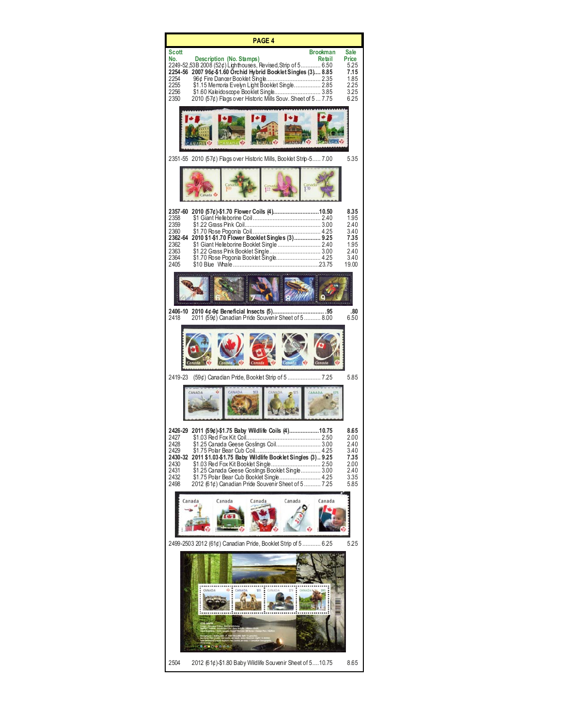## PAGE 4

| Scott No. | Description (No. Stamps) | Brookman Retail | Sale Price |
|---|---|---|---|
| 2249-52,53B | 2008 (52¢) Lighthouses, Revised, Strip of 5 | 6.50 | 5.25 |
| **2254-56** | **2007 96¢-$1.60 Orchid Hybrid Booklet Singles (3)** | **8.85** | **7.15** |
| 2254 | 96¢ Fire Dancer Booklet Single | 2.35 | 1.85 |
| 2255 | $1.15 Memoria Evelyn Light Booklet Single | 2.85 | 2.25 |
| 2256 | $1.60 Kaleidoscope Booklet Single | 3.85 | 3.25 |
| 2350 | 2010 (57¢) Flags over Historic Mills Souv. Sheet of 5 | 7.75 | 6.25 |
| 2351-55 | 2010 (57¢) Flags over Historic Mills, Booklet Strip-5 | 7.00 | 5.35 |
| **2357-60** | **2010 (57¢)-$1.70 Flower Coils (4)** | **10.50** | **8.35** |
| 2358 | $1 Giant Helleborine Coil | 2.40 | 1.95 |
| 2359 | $1.22 Grass Pink Coil | 3.00 | 2.40 |
| 2360 | $1.70 Rose Pogonia Coil | 4.25 | 3.40 |
| **2362-64** | **2010 $1-$1.70 Flower Booklet Singles (3)** | **9.25** | **7.35** |
| 2362 | $1 Giant Helleborine Booklet Single | 2.40 | 1.95 |
| 2363 | $1.22 Grass Pink Booklet Single | 3.00 | 2.40 |
| 2364 | $1.70 Rose Pogonia Booklet Single | 4.25 | 3.40 |
| 2405 | $10 Blue Whale | 23.75 | 19.00 |
| **2406-10** | **2010 4¢-9¢ Beneficial Insects (5)** | **.95** | **.80** |
| 2418 | 2011 (59¢) Canadian Pride Souvenir Sheet of 5 | 8.00 | 6.50 |
| 2419-23 | (59¢) Canadian Pride, Booklet Strip of 5 | 7.25 | 5.85 |
| **2426-29** | **2011 (59¢)-$1.75 Baby Wildlife Coils (4)** | **10.75** | **8.65** |
| 2427 | $1.03 Red Fox Kit Coil | 2.50 | 2.00 |
| 2428 | $1.25 Canada Geese Goslings Coil | 3.00 | 2.40 |
| 2429 | $1.75 Polar Bear Cub Coil | 4.25 | 3.40 |
| **2430-32** | **2011 $1.03-$1.75 Baby Wildlife Booklet Singles (3)** | **9.25** | **7.35** |
| 2430 | $1.03 Red Fox Kit Booklet Single | 2.50 | 2.00 |
| 2431 | $1.25 Canada Geese Goslings Booklet Single | 3.00 | 2.40 |
| 2432 | $1.75 Polar Bear Cub Booklet Single | 4.25 | 3.35 |
| 2498 | 2012 (61¢) Canadian Pride Souvenir Sheet of 5 | 7.25 | 5.85 |
| 2499-2503 | 2012 (61¢) Canadian Pride, Booklet Strip of 5 | 6.25 | 5.25 |
| 2504 | 2012 (61¢)-$1.80 Baby Wildlife Souvenir Sheet of 5 | 10.75 | 8.65 |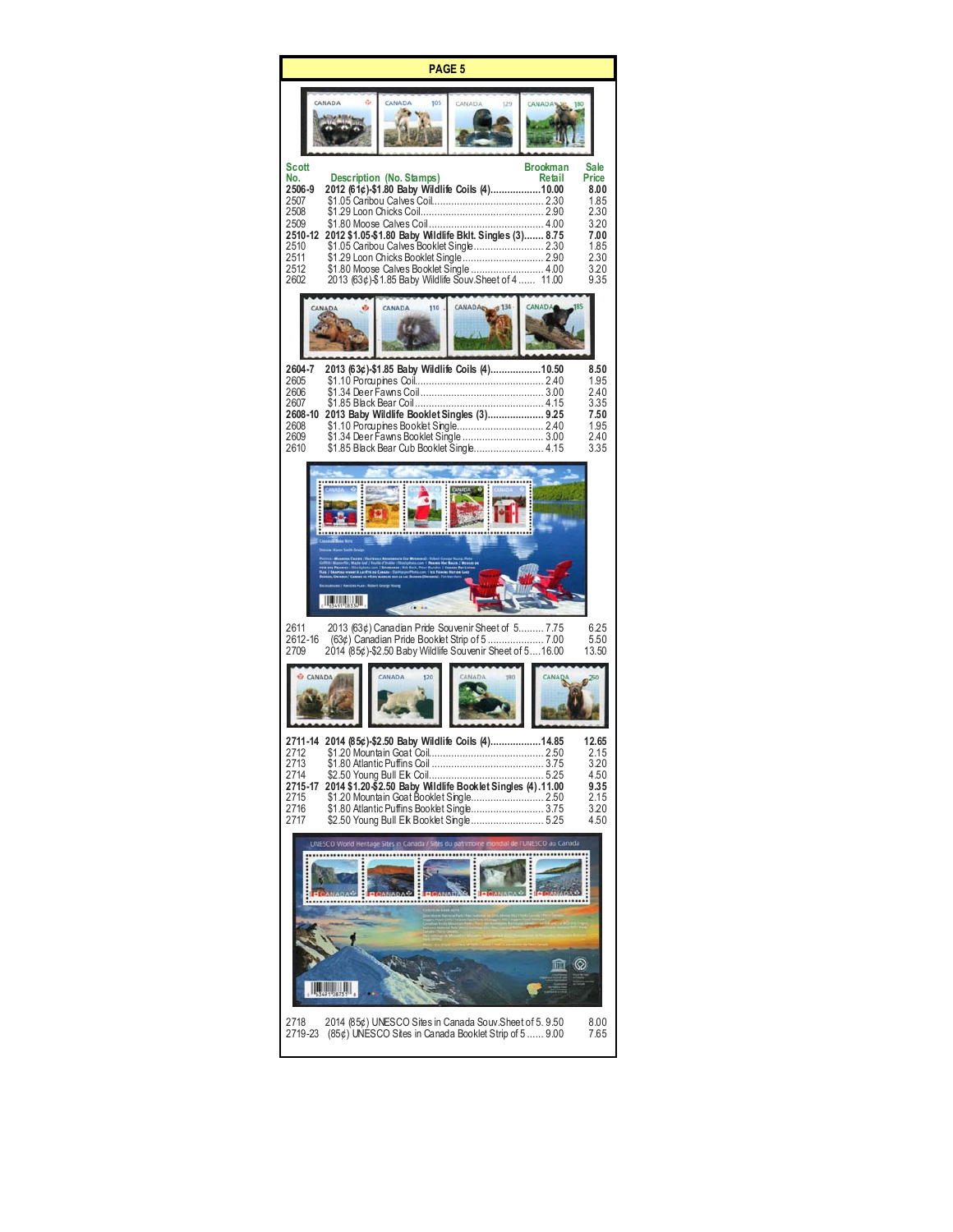## PAGE 5

| Scott No. | Description (No. Stamps) | Brookman Retail | Sale Price |
|---|---|---|---|
| **2506-9** | **2012 (61¢)-$1.80 Baby Wildlife Coils (4)** | **10.00** | **8.00** |
| 2507 | $1.05 Caribou Calves Coil | 2.30 | 1.85 |
| 2508 | $1.29 Loon Chicks Coil | 2.90 | 2.30 |
| 2509 | $1.80 Moose Calves Coil | 4.00 | 3.20 |
| **2510-12** | **2012 $1.05-$1.80 Baby Wildlife Bklt. Singles (3)** | **8.75** | **7.00** |
| 2510 | $1.05 Caribou Calves Booklet Single | 2.30 | 1.85 |
| 2511 | $1.29 Loon Chicks Booklet Single | 2.90 | 2.30 |
| 2512 | $1.80 Moose Calves Booklet Single | 4.00 | 3.20 |
| 2602 | 2013 (63¢)-$1.85 Baby Wildlife Souv.Sheet of 4 | 11.00 | 9.35 |
| **2604-7** | **2013 (63¢)-$1.85 Baby Wildlife Coils (4)** | **10.50** | **8.50** |
| 2605 | $1.10 Porcupines Coil | 2.40 | 1.95 |
| 2606 | $1.34 Deer Fawns Coil | 3.00 | 2.40 |
| 2607 | $1.85 Black Bear Coil | 4.15 | 3.35 |
| **2608-10** | **2013 Baby Wildlife Booklet Singles (3)** | **9.25** | **7.50** |
| 2608 | $1.10 Porcupines Booklet Single | 2.40 | 1.95 |
| 2609 | $1.34 Deer Fawns Booklet Single | 3.00 | 2.40 |
| 2610 | $1.85 Black Bear Cub Booklet Single | 4.15 | 3.35 |
| 2611 | 2013 (63¢) Canadian Pride Souvenir Sheet of 5 | 7.75 | 6.25 |
| 2612-16 | (63¢) Canadian Pride Booklet Strip of 5 | 7.00 | 5.50 |
| 2709 | 2014 (85¢)-$2.50 Baby Wildlife Souvenir Sheet of 5 | 16.00 | 13.50 |
| **2711-14** | **2014 (85¢)-$2.50 Baby Wildlife Coils (4)** | **14.85** | **12.65** |
| 2712 | $1.20 Mountain Goat Coil | 2.50 | 2.15 |
| 2713 | $1.80 Atlantic Puffins Coil | 3.75 | 3.20 |
| 2714 | $2.50 Young Bull Elk Coil | 5.25 | 4.50 |
| **2715-17** | **2014 $1.20-$2.50 Baby Wildlife Booklet Singles (4)** | **11.00** | **9.35** |
| 2715 | $1.20 Mountain Goat Booklet Single | 2.50 | 2.15 |
| 2716 | $1.80 Atlantic Puffins Booklet Single | 3.75 | 3.20 |
| 2717 | $2.50 Young Bull Elk Booklet Single | 5.25 | 4.50 |
| 2718 | 2014 (85¢) UNESCO Sites in Canada Souv.Sheet of 5 | 9.50 | 8.00 |
| 2719-23 | (85¢) UNESCO Sites in Canada Booklet Strip of 5 | 9.00 | 7.65 |